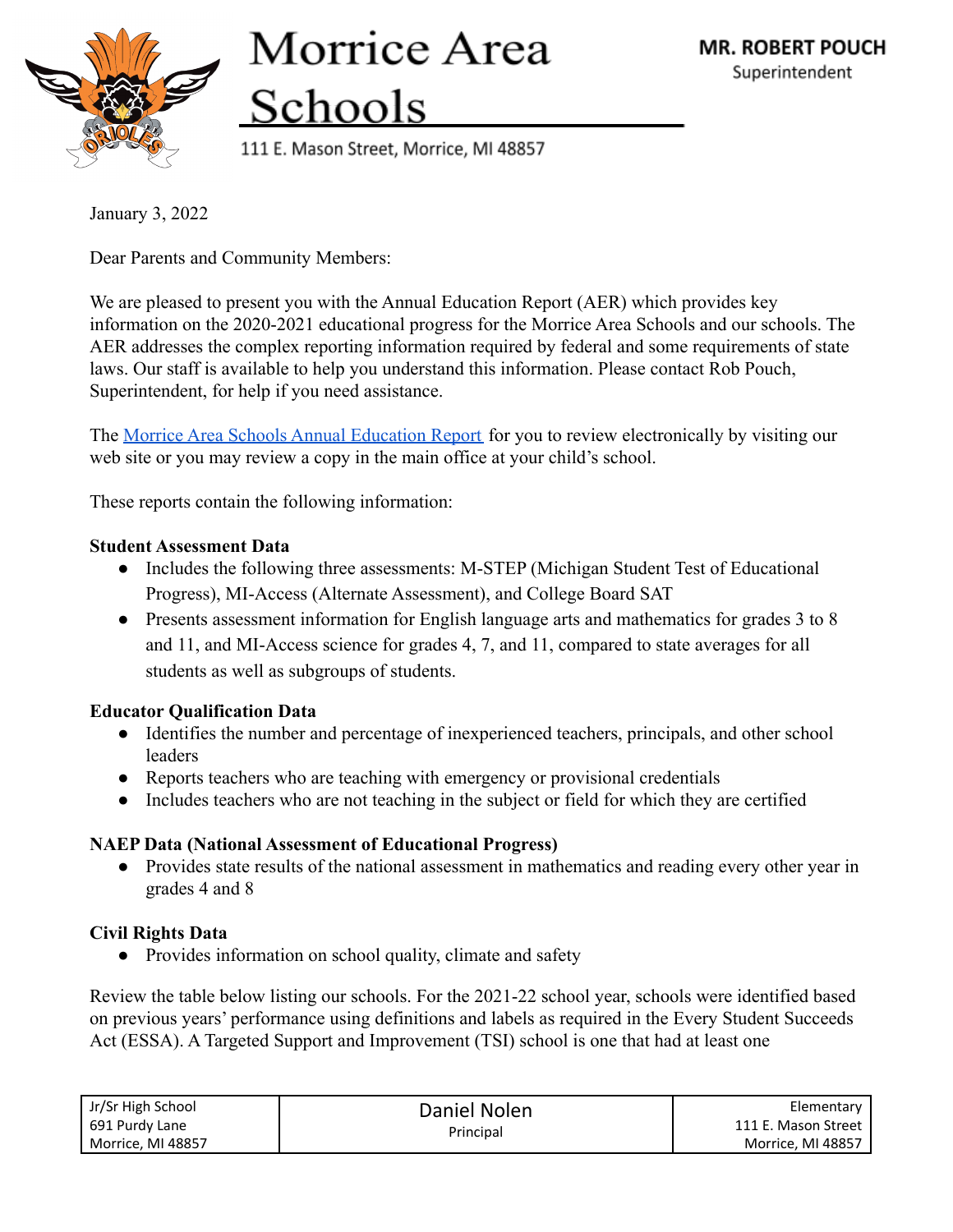# Morrice Area Schools

111 E. Mason Street, Morrice, MI 48857

**MR. ROBERT POUCH**
Superintendent

January 3, 2022

Dear Parents and Community Members:

We are pleased to present you with the Annual Education Report (AER) which provides key information on the 2020-2021 educational progress for the Morrice Area Schools and our schools. The AER addresses the complex reporting information required by federal and some requirements of state laws. Our staff is available to help you understand this information. Please contact Rob Pouch, Superintendent, for help if you need assistance.

The Morrice Area Schools Annual Education Report for you to review electronically by visiting our web site or you may review a copy in the main office at your child's school.

These reports contain the following information:

**Student Assessment Data**

- Includes the following three assessments: M-STEP (Michigan Student Test of Educational Progress), MI-Access (Alternate Assessment), and College Board SAT
- Presents assessment information for English language arts and mathematics for grades 3 to 8 and 11, and MI-Access science for grades 4, 7, and 11, compared to state averages for all students as well as subgroups of students.

**Educator Qualification Data**

- Identifies the number and percentage of inexperienced teachers, principals, and other school leaders
- Reports teachers who are teaching with emergency or provisional credentials
- Includes teachers who are not teaching in the subject or field for which they are certified

**NAEP Data (National Assessment of Educational Progress)**

- Provides state results of the national assessment in mathematics and reading every other year in grades 4 and 8

**Civil Rights Data**

- Provides information on school quality, climate and safety

Review the table below listing our schools. For the 2021-22 school year, schools were identified based on previous years' performance using definitions and labels as required in the Every Student Succeeds Act (ESSA). A Targeted Support and Improvement (TSI) school is one that had at least one

| Jr/Sr High School<br>691 Purdy Lane<br>Morrice, MI 48857 | Daniel Nolen<br>Principal | Elementary<br>111 E. Mason Street<br>Morrice, MI 48857 |
|---|---|---|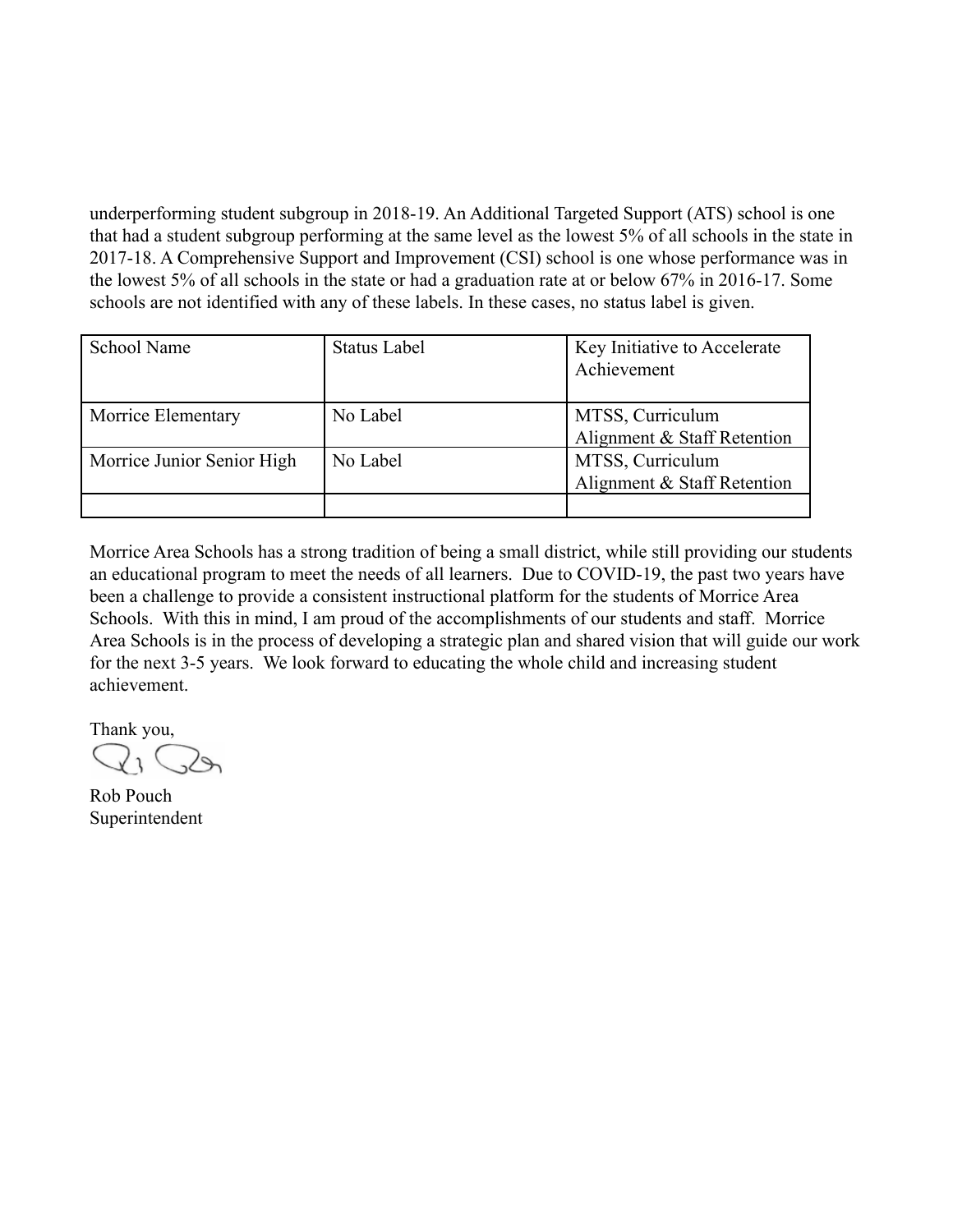underperforming student subgroup in 2018-19. An Additional Targeted Support (ATS) school is one that had a student subgroup performing at the same level as the lowest 5% of all schools in the state in 2017-18. A Comprehensive Support and Improvement (CSI) school is one whose performance was in the lowest 5% of all schools in the state or had a graduation rate at or below 67% in 2016-17. Some schools are not identified with any of these labels. In these cases, no status label is given.

| School Name | Status Label | Key Initiative to Accelerate Achievement |
|---|---|---|
| Morrice Elementary | No Label | MTSS, Curriculum Alignment & Staff Retention |
| Morrice Junior Senior High | No Label | MTSS, Curriculum Alignment & Staff Retention |
| | | |

Morrice Area Schools has a strong tradition of being a small district, while still providing our students an educational program to meet the needs of all learners. Due to COVID-19, the past two years have been a challenge to provide a consistent instructional platform for the students of Morrice Area Schools. With this in mind, I am proud of the accomplishments of our students and staff. Morrice Area Schools is in the process of developing a strategic plan and shared vision that will guide our work for the next 3-5 years. We look forward to educating the whole child and increasing student achievement.

Thank you,

Rob Pouch
Superintendent